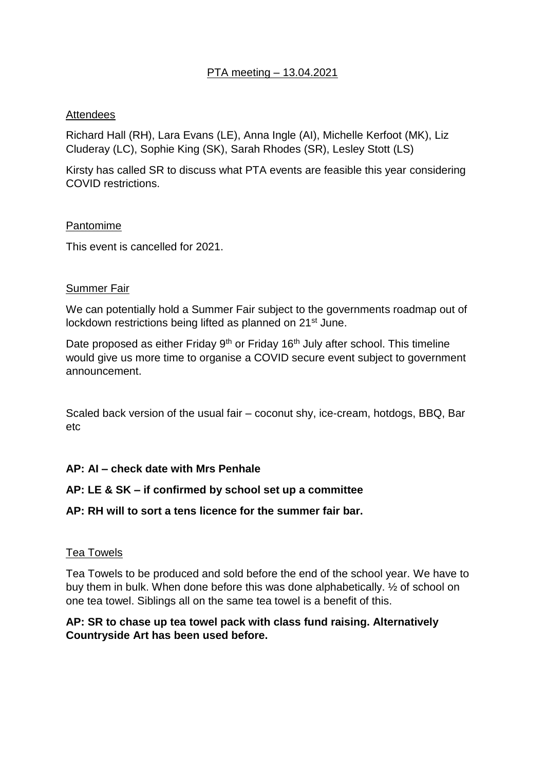# PTA meeting – 13.04.2021

## Attendees

Richard Hall (RH), Lara Evans (LE), Anna Ingle (AI), Michelle Kerfoot (MK), Liz Cluderay (LC), Sophie King (SK), Sarah Rhodes (SR), Lesley Stott (LS)

Kirsty has called SR to discuss what PTA events are feasible this year considering COVID restrictions.

## Pantomime

This event is cancelled for 2021.

## Summer Fair

We can potentially hold a Summer Fair subject to the governments roadmap out of lockdown restrictions being lifted as planned on 21st June.

Date proposed as either Friday 9th or Friday 16th July after school. This timeline would give us more time to organise a COVID secure event subject to government announcement.

Scaled back version of the usual fair – coconut shy, ice-cream, hotdogs, BBQ, Bar etc

**AP: AI – check date with Mrs Penhale**

**AP: LE & SK – if confirmed by school set up a committee**

**AP: RH will to sort a tens licence for the summer fair bar.**

## Tea Towels

Tea Towels to be produced and sold before the end of the school year. We have to buy them in bulk. When done before this was done alphabetically. ½ of school on one tea towel. Siblings all on the same tea towel is a benefit of this.

**AP: SR to chase up tea towel pack with class fund raising. Alternatively Countryside Art has been used before.**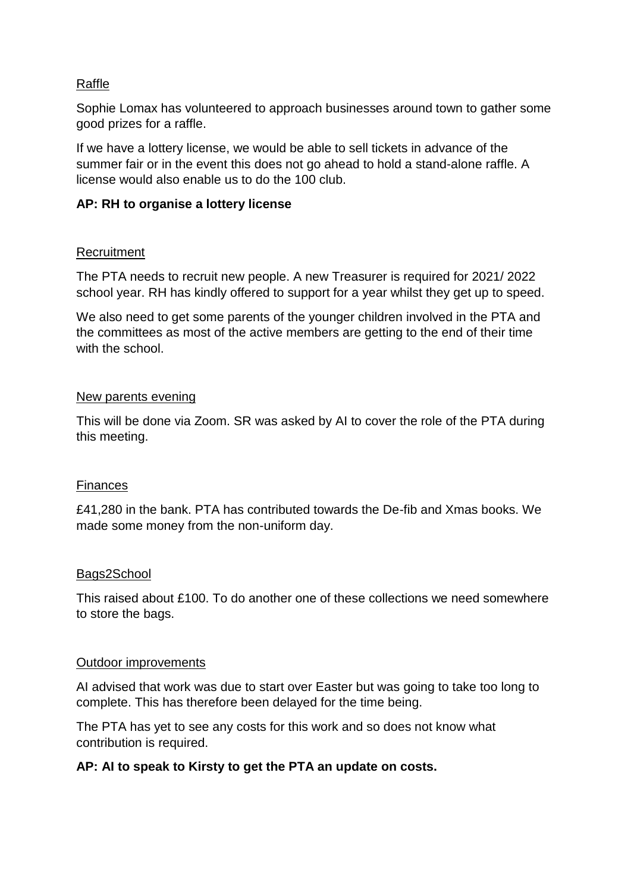## Raffle

Sophie Lomax has volunteered to approach businesses around town to gather some good prizes for a raffle.

If we have a lottery license, we would be able to sell tickets in advance of the summer fair or in the event this does not go ahead to hold a stand-alone raffle. A license would also enable us to do the 100 club.

**AP: RH to organise a lottery license**

## Recruitment

The PTA needs to recruit new people. A new Treasurer is required for 2021/ 2022 school year. RH has kindly offered to support for a year whilst they get up to speed.

We also need to get some parents of the younger children involved in the PTA and the committees as most of the active members are getting to the end of their time with the school.

## New parents evening

This will be done via Zoom. SR was asked by AI to cover the role of the PTA during this meeting.

## Finances

£41,280 in the bank. PTA has contributed towards the De-fib and Xmas books. We made some money from the non-uniform day.

## Bags2School

This raised about £100. To do another one of these collections we need somewhere to store the bags.

## Outdoor improvements

AI advised that work was due to start over Easter but was going to take too long to complete. This has therefore been delayed for the time being.

The PTA has yet to see any costs for this work and so does not know what contribution is required.

**AP: AI to speak to Kirsty to get the PTA an update on costs.**